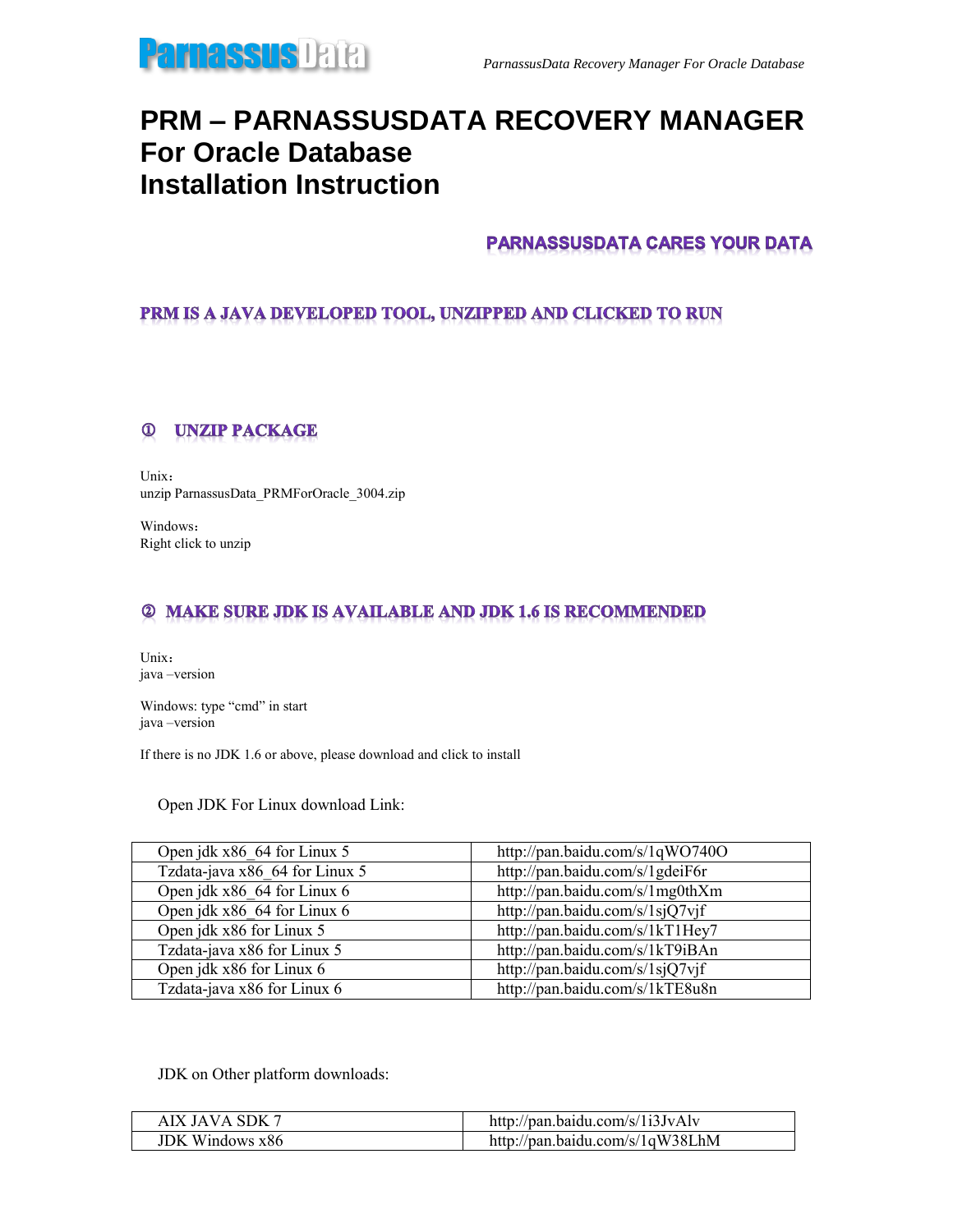# PRM – PARNASSUSDATA RECOVERY MANAGER For Oracle Database Installation Instruction

**PARNASSUSDATA CARES YOUR DATA**

## PRM IS A JAVA DEVELOPED TOOL, UNZIPPED AND CLICKED TO RUN

### ① UNZIP PACKAGE

Unix：
unzip ParnassusData_PRMForOracle_3004.zip

Windows：
Right click to unzip

### ② MAKE SURE JDK IS AVAILABLE AND JDK 1.6 IS RECOMMENDED

Unix：
java –version

Windows: type “cmd” in start
java –version

If there is no JDK 1.6 or above, please download and click to install

Open JDK For Linux download Link:

| | |
|---|---|
| Open jdk x86_64 for Linux 5 | http://pan.baidu.com/s/1qWO740O |
| Tzdata-java x86_64 for Linux 5 | http://pan.baidu.com/s/1gdeiF6r |
| Open jdk x86_64 for Linux 6 | http://pan.baidu.com/s/1mg0thXm |
| Open jdk x86_64 for Linux 6 | http://pan.baidu.com/s/1sjQ7vjf |
| Open jdk x86 for Linux 5 | http://pan.baidu.com/s/1kT1Hey7 |
| Tzdata-java x86 for Linux 5 | http://pan.baidu.com/s/1kT9iBAn |
| Open jdk x86 for Linux 6 | http://pan.baidu.com/s/1sjQ7vjf |
| Tzdata-java x86 for Linux 6 | http://pan.baidu.com/s/1kTE8u8n |

JDK on Other platform downloads:

| | |
|---|---|
| AIX JAVA SDK 7 | http://pan.baidu.com/s/1i3JvAlv |
| JDK Windows x86 | http://pan.baidu.com/s/1qW38LhM |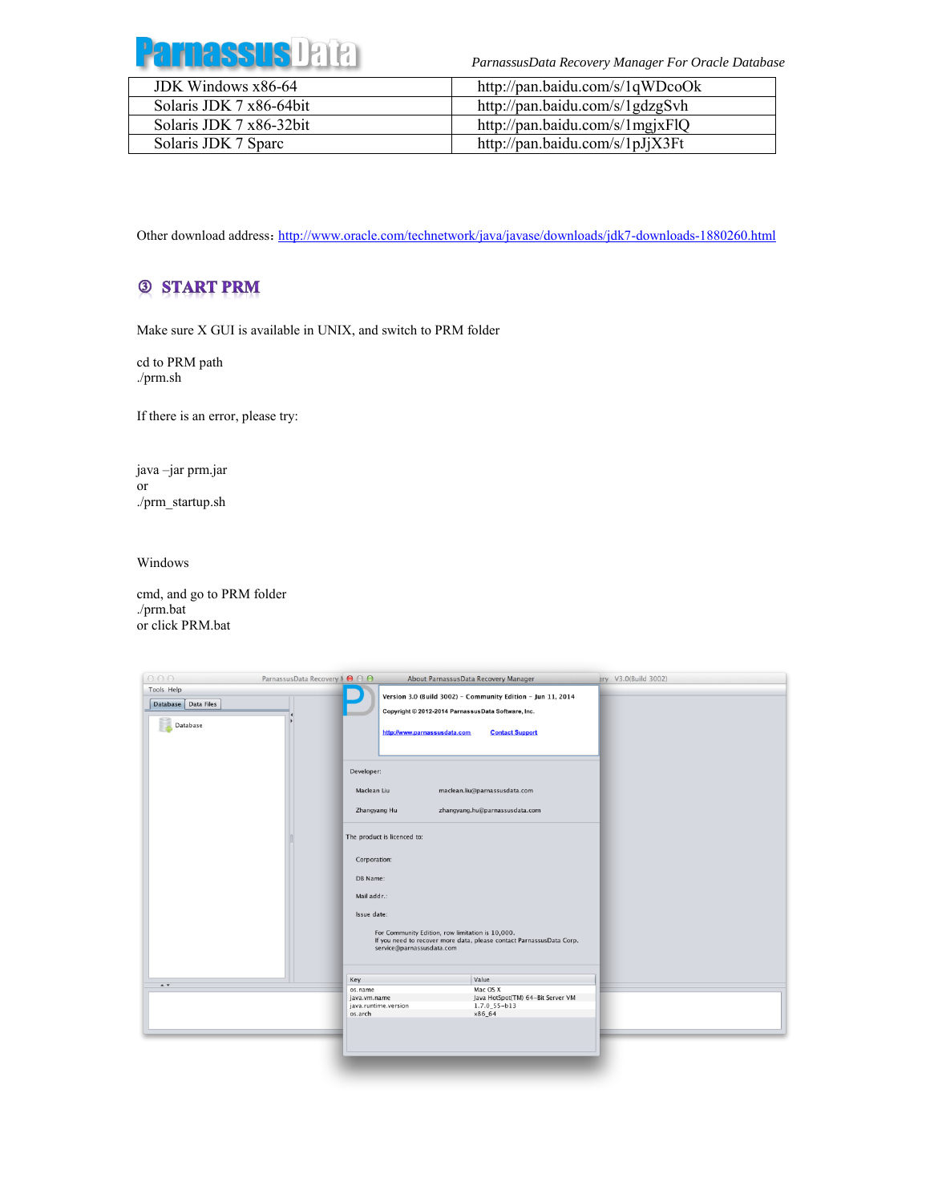| JDK Windows x86-64 | http://pan.baidu.com/s/1qWDcoOk |
| --- | --- |
| Solaris JDK 7 x86-64bit | http://pan.baidu.com/s/1gdzgSvh |
| Solaris JDK 7 x86-32bit | http://pan.baidu.com/s/1mgjxFlQ |
| Solaris JDK 7 Sparc | http://pan.baidu.com/s/1pJjX3Ft |

Other download address：http://www.oracle.com/technetwork/java/javase/downloads/jdk7-downloads-1880260.html

## ③ START PRM

Make sure X GUI is available in UNIX, and switch to PRM folder

cd to PRM path
./prm.sh

If there is an error, please try:

java –jar prm.jar
or
./prm_startup.sh

Windows

cmd, and go to PRM folder
./prm.bat
or click PRM.bat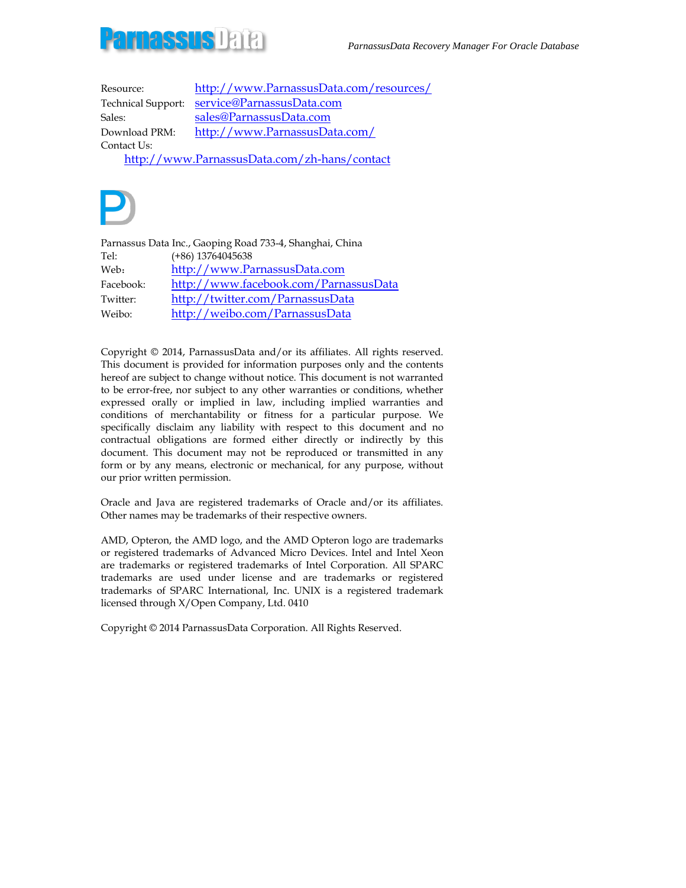Resource: http://www.ParnassusData.com/resources/

Technical Support: service@ParnassusData.com

Sales: sales@ParnassusData.com

Download PRM: http://www.ParnassusData.com/

Contact Us:

http://www.ParnassusData.com/zh-hans/contact

Parnassus Data Inc., Gaoping Road 733-4, Shanghai, China

Tel: (+86) 13764045638

Web: http://www.ParnassusData.com

Facebook: http://www.facebook.com/ParnassusData

Twitter: http://twitter.com/ParnassusData

Weibo: http://weibo.com/ParnassusData

Copyright © 2014, ParnassusData and/or its affiliates. All rights reserved. This document is provided for information purposes only and the contents hereof are subject to change without notice. This document is not warranted to be error-free, nor subject to any other warranties or conditions, whether expressed orally or implied in law, including implied warranties and conditions of merchantability or fitness for a particular purpose. We specifically disclaim any liability with respect to this document and no contractual obligations are formed either directly or indirectly by this document. This document may not be reproduced or transmitted in any form or by any means, electronic or mechanical, for any purpose, without our prior written permission.

Oracle and Java are registered trademarks of Oracle and/or its affiliates. Other names may be trademarks of their respective owners.

AMD, Opteron, the AMD logo, and the AMD Opteron logo are trademarks or registered trademarks of Advanced Micro Devices. Intel and Intel Xeon are trademarks or registered trademarks of Intel Corporation. All SPARC trademarks are used under license and are trademarks or registered trademarks of SPARC International, Inc. UNIX is a registered trademark licensed through X/Open Company, Ltd. 0410

Copyright © 2014 ParnassusData Corporation. All Rights Reserved.